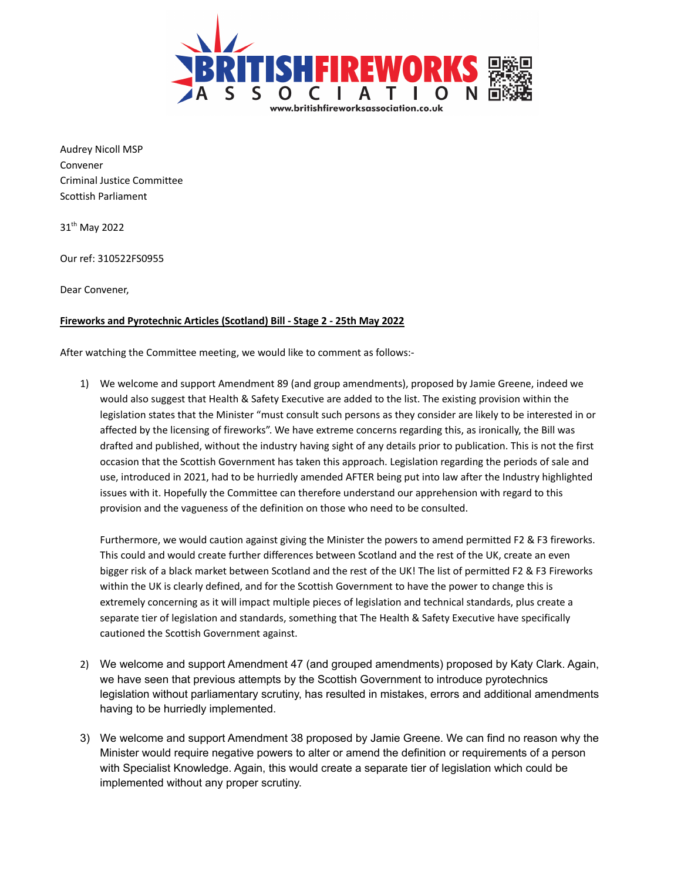**BRITISH FIREWORKS ASSOCIATION**
www.britishfireworksassociation.co.uk

Audrey Nicoll MSP
Convener
Criminal Justice Committee
Scottish Parliament

31th May 2022

Our ref: 310522FS0955

Dear Convener,

**Fireworks and Pyrotechnic Articles (Scotland) Bill - Stage 2 - 25th May 2022**

After watching the Committee meeting, we would like to comment as follows:-

1) We welcome and support Amendment 89 (and group amendments), proposed by Jamie Greene, indeed we would also suggest that Health & Safety Executive are added to the list. The existing provision within the legislation states that the Minister "must consult such persons as they consider are likely to be interested in or affected by the licensing of fireworks". We have extreme concerns regarding this, as ironically, the Bill was drafted and published, without the industry having sight of any details prior to publication. This is not the first occasion that the Scottish Government has taken this approach. Legislation regarding the periods of sale and use, introduced in 2021, had to be hurriedly amended AFTER being put into law after the Industry highlighted issues with it. Hopefully the Committee can therefore understand our apprehension with regard to this provision and the vagueness of the definition on those who need to be consulted.

   Furthermore, we would caution against giving the Minister the powers to amend permitted F2 & F3 fireworks. This could and would create further differences between Scotland and the rest of the UK, create an even bigger risk of a black market between Scotland and the rest of the UK! The list of permitted F2 & F3 Fireworks within the UK is clearly defined, and for the Scottish Government to have the power to change this is extremely concerning as it will impact multiple pieces of legislation and technical standards, plus create a separate tier of legislation and standards, something that The Health & Safety Executive have specifically cautioned the Scottish Government against.

2) We welcome and support Amendment 47 (and grouped amendments) proposed by Katy Clark. Again, we have seen that previous attempts by the Scottish Government to introduce pyrotechnics legislation without parliamentary scrutiny, has resulted in mistakes, errors and additional amendments having to be hurriedly implemented.

3) We welcome and support Amendment 38 proposed by Jamie Greene. We can find no reason why the Minister would require negative powers to alter or amend the definition or requirements of a person with Specialist Knowledge. Again, this would create a separate tier of legislation which could be implemented without any proper scrutiny.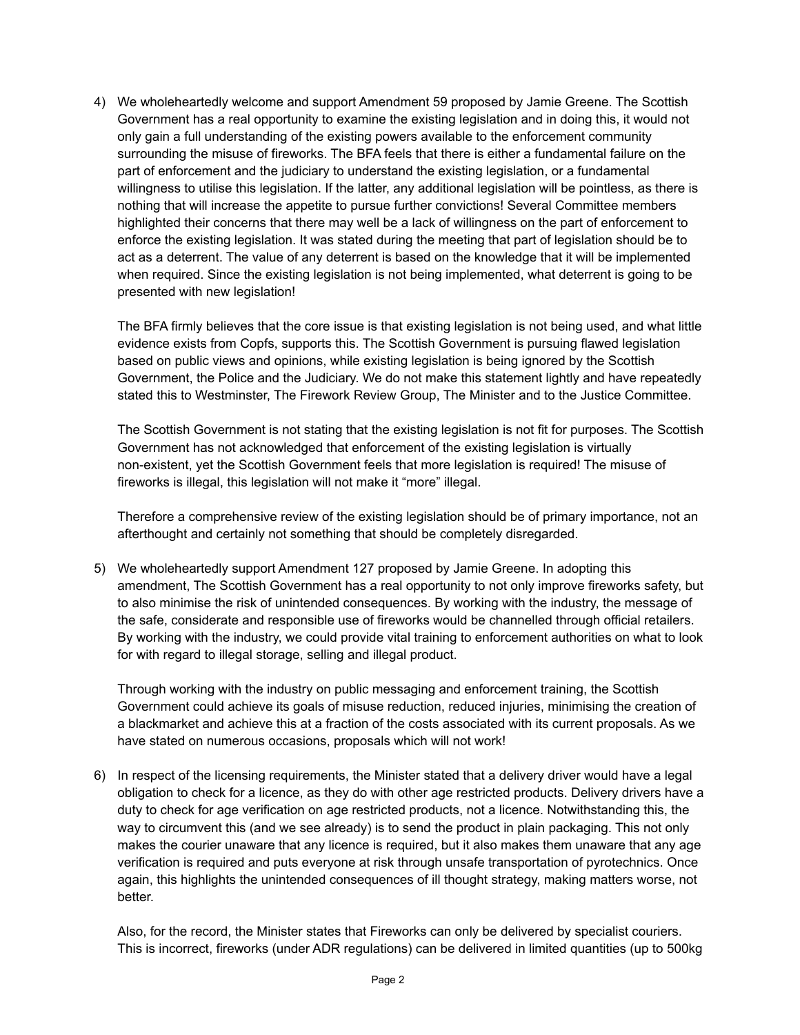4) We wholeheartedly welcome and support Amendment 59 proposed by Jamie Greene. The Scottish Government has a real opportunity to examine the existing legislation and in doing this, it would not only gain a full understanding of the existing powers available to the enforcement community surrounding the misuse of fireworks. The BFA feels that there is either a fundamental failure on the part of enforcement and the judiciary to understand the existing legislation, or a fundamental willingness to utilise this legislation. If the latter, any additional legislation will be pointless, as there is nothing that will increase the appetite to pursue further convictions! Several Committee members highlighted their concerns that there may well be a lack of willingness on the part of enforcement to enforce the existing legislation. It was stated during the meeting that part of legislation should be to act as a deterrent. The value of any deterrent is based on the knowledge that it will be implemented when required. Since the existing legislation is not being implemented, what deterrent is going to be presented with new legislation!

   The BFA firmly believes that the core issue is that existing legislation is not being used, and what little evidence exists from Copfs, supports this. The Scottish Government is pursuing flawed legislation based on public views and opinions, while existing legislation is being ignored by the Scottish Government, the Police and the Judiciary. We do not make this statement lightly and have repeatedly stated this to Westminster, The Firework Review Group, The Minister and to the Justice Committee.

   The Scottish Government is not stating that the existing legislation is not fit for purposes. The Scottish Government has not acknowledged that enforcement of the existing legislation is virtually non-existent, yet the Scottish Government feels that more legislation is required! The misuse of fireworks is illegal, this legislation will not make it "more" illegal.

   Therefore a comprehensive review of the existing legislation should be of primary importance, not an afterthought and certainly not something that should be completely disregarded.

5) We wholeheartedly support Amendment 127 proposed by Jamie Greene. In adopting this amendment, The Scottish Government has a real opportunity to not only improve fireworks safety, but to also minimise the risk of unintended consequences. By working with the industry, the message of the safe, considerate and responsible use of fireworks would be channelled through official retailers. By working with the industry, we could provide vital training to enforcement authorities on what to look for with regard to illegal storage, selling and illegal product.

   Through working with the industry on public messaging and enforcement training, the Scottish Government could achieve its goals of misuse reduction, reduced injuries, minimising the creation of a blackmarket and achieve this at a fraction of the costs associated with its current proposals. As we have stated on numerous occasions, proposals which will not work!

6) In respect of the licensing requirements, the Minister stated that a delivery driver would have a legal obligation to check for a licence, as they do with other age restricted products. Delivery drivers have a duty to check for age verification on age restricted products, not a licence. Notwithstanding this, the way to circumvent this (and we see already) is to send the product in plain packaging. This not only makes the courier unaware that any licence is required, but it also makes them unaware that any age verification is required and puts everyone at risk through unsafe transportation of pyrotechnics. Once again, this highlights the unintended consequences of ill thought strategy, making matters worse, not better.

   Also, for the record, the Minister states that Fireworks can only be delivered by specialist couriers. This is incorrect, fireworks (under ADR regulations) can be delivered in limited quantities (up to 500kg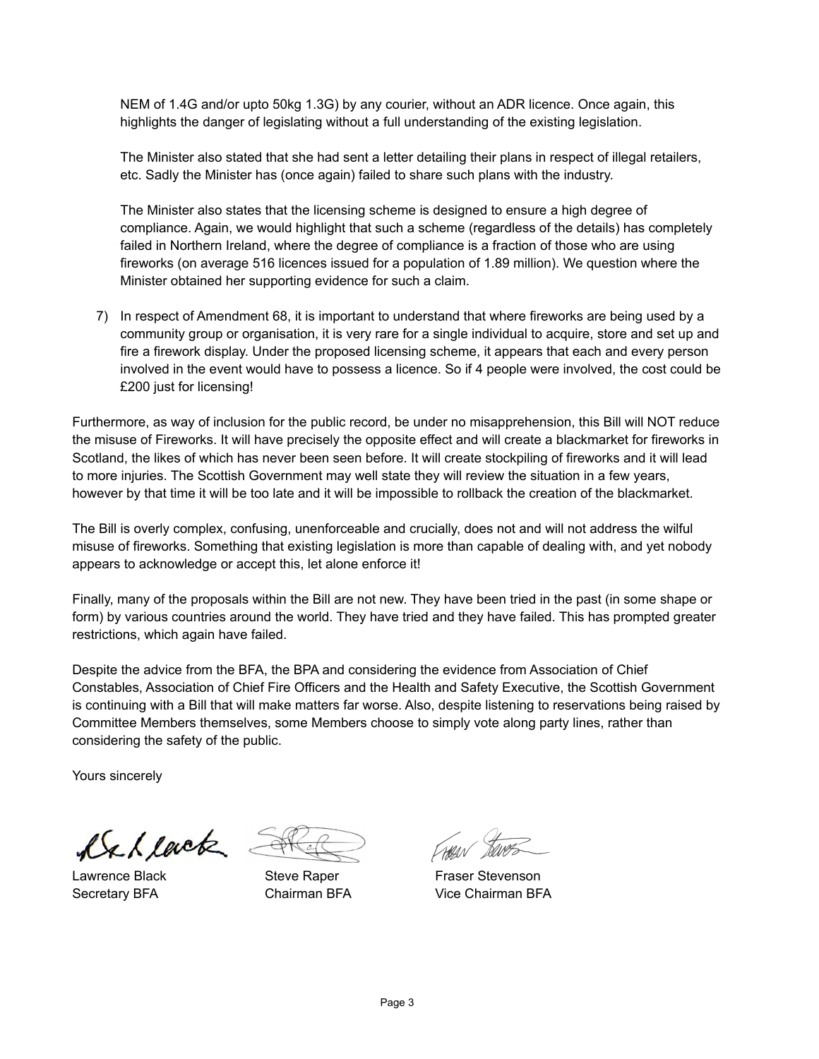NEM of 1.4G and/or upto 50kg 1.3G) by any courier, without an ADR licence. Once again, this highlights the danger of legislating without a full understanding of the existing legislation.

The Minister also stated that she had sent a letter detailing their plans in respect of illegal retailers, etc. Sadly the Minister has (once again) failed to share such plans with the industry.

The Minister also states that the licensing scheme is designed to ensure a high degree of compliance. Again, we would highlight that such a scheme (regardless of the details) has completely failed in Northern Ireland, where the degree of compliance is a fraction of those who are using fireworks (on average 516 licences issued for a population of 1.89 million). We question where the Minister obtained her supporting evidence for such a claim.

7) In respect of Amendment 68, it is important to understand that where fireworks are being used by a community group or organisation, it is very rare for a single individual to acquire, store and set up and fire a firework display. Under the proposed licensing scheme, it appears that each and every person involved in the event would have to possess a licence. So if 4 people were involved, the cost could be £200 just for licensing!

Furthermore, as way of inclusion for the public record, be under no misapprehension, this Bill will NOT reduce the misuse of Fireworks. It will have precisely the opposite effect and will create a blackmarket for fireworks in Scotland, the likes of which has never been seen before. It will create stockpiling of fireworks and it will lead to more injuries. The Scottish Government may well state they will review the situation in a few years, however by that time it will be too late and it will be impossible to rollback the creation of the blackmarket.

The Bill is overly complex, confusing, unenforceable and crucially, does not and will not address the wilful misuse of fireworks. Something that existing legislation is more than capable of dealing with, and yet nobody appears to acknowledge or accept this, let alone enforce it!

Finally, many of the proposals within the Bill are not new. They have been tried in the past (in some shape or form) by various countries around the world. They have tried and they have failed. This has prompted greater restrictions, which again have failed.

Despite the advice from the BFA, the BPA and considering the evidence from Association of Chief Constables, Association of Chief Fire Officers and the Health and Safety Executive, the Scottish Government is continuing with a Bill that will make matters far worse. Also, despite listening to reservations being raised by Committee Members themselves, some Members choose to simply vote along party lines, rather than considering the safety of the public.

Yours sincerely

Lawrence Black
Secretary BFA

Steve Raper
Chairman BFA

Fraser Stevenson
Vice Chairman BFA